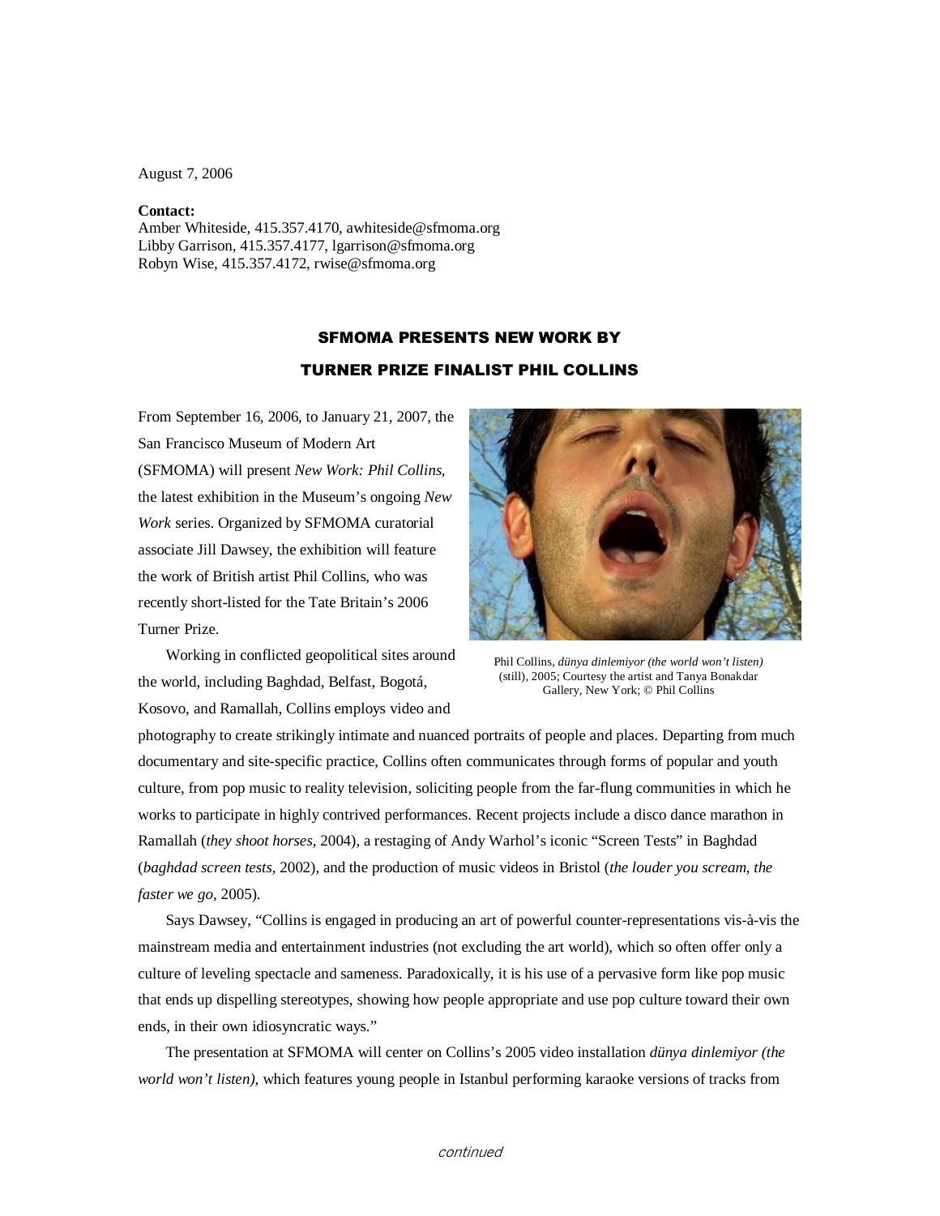August 7, 2006

**Contact:**
Amber Whiteside, 415.357.4170, awhiteside@sfmoma.org
Libby Garrison, 415.357.4177, lgarrison@sfmoma.org
Robyn Wise, 415.357.4172, rwise@sfmoma.org

## SFMOMA PRESENTS NEW WORK BY TURNER PRIZE FINALIST PHIL COLLINS

From September 16, 2006, to January 21, 2007, the San Francisco Museum of Modern Art (SFMOMA) will present *New Work: Phil Collins*, the latest exhibition in the Museum's ongoing *New Work* series. Organized by SFMOMA curatorial associate Jill Dawsey, the exhibition will feature the work of British artist Phil Collins, who was recently short-listed for the Tate Britain's 2006 Turner Prize.

Phil Collins, *dünya dinlemiyor (the world won't listen)* (still), 2005; Courtesy the artist and Tanya Bonakdar Gallery, New York; © Phil Collins

Working in conflicted geopolitical sites around the world, including Baghdad, Belfast, Bogotá, Kosovo, and Ramallah, Collins employs video and photography to create strikingly intimate and nuanced portraits of people and places. Departing from much documentary and site-specific practice, Collins often communicates through forms of popular and youth culture, from pop music to reality television, soliciting people from the far-flung communities in which he works to participate in highly contrived performances. Recent projects include a disco dance marathon in Ramallah (*they shoot horses,* 2004), a restaging of Andy Warhol's iconic "Screen Tests" in Baghdad (*baghdad screen tests,* 2002), and the production of music videos in Bristol (*the louder you scream, the faster we go,* 2005).

Says Dawsey, "Collins is engaged in producing an art of powerful counter-representations vis-à-vis the mainstream media and entertainment industries (not excluding the art world), which so often offer only a culture of leveling spectacle and sameness. Paradoxically, it is his use of a pervasive form like pop music that ends up dispelling stereotypes, showing how people appropriate and use pop culture toward their own ends, in their own idiosyncratic ways."

The presentation at SFMOMA will center on Collins's 2005 video installation *dünya dinlemiyor (the world won't listen),* which features young people in Istanbul performing karaoke versions of tracks from

*continued*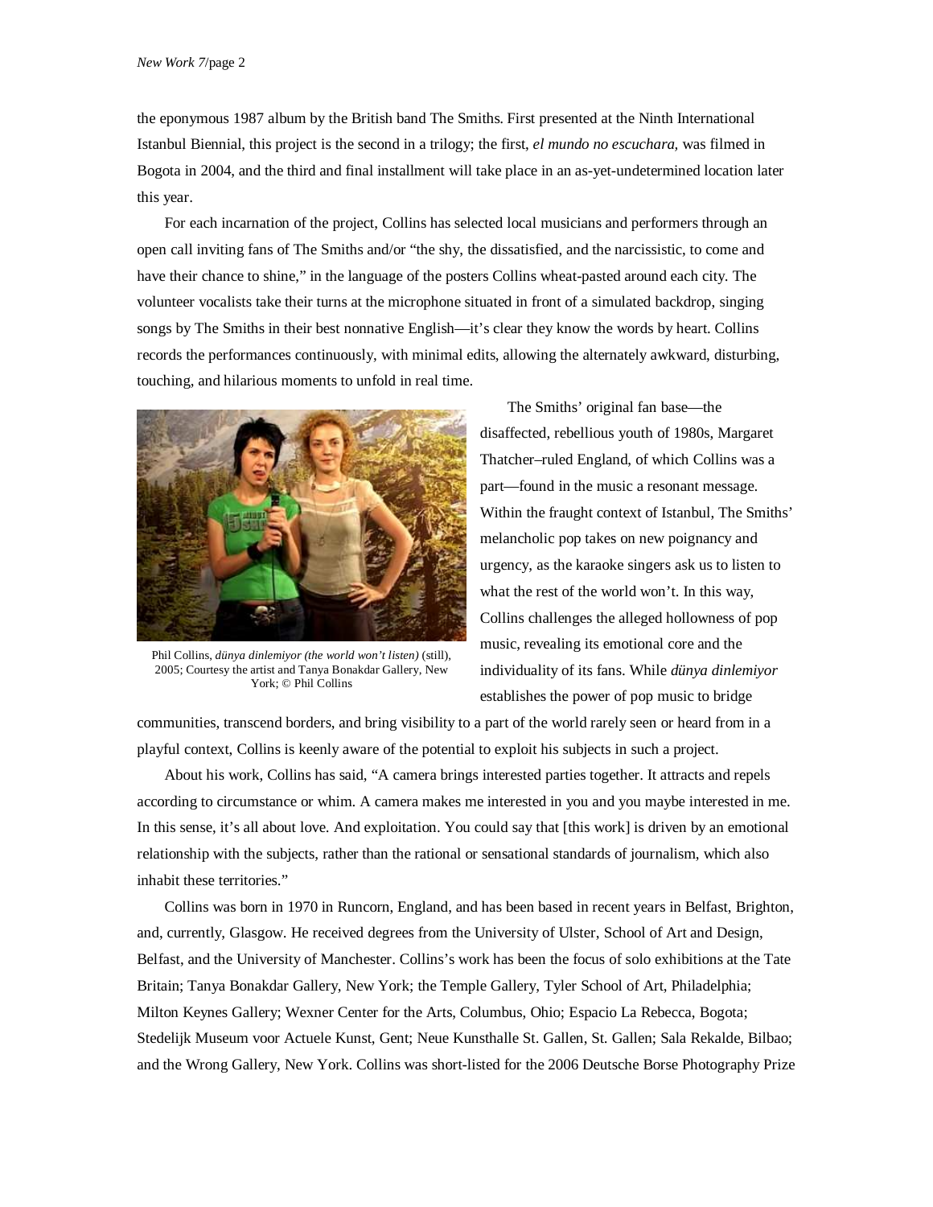the eponymous 1987 album by the British band The Smiths. First presented at the Ninth International Istanbul Biennial, this project is the second in a trilogy; the first, *el mundo no escuchara,* was filmed in Bogota in 2004, and the third and final installment will take place in an as-yet-undetermined location later this year.

For each incarnation of the project, Collins has selected local musicians and performers through an open call inviting fans of The Smiths and/or "the shy, the dissatisfied, and the narcissistic, to come and have their chance to shine," in the language of the posters Collins wheat-pasted around each city. The volunteer vocalists take their turns at the microphone situated in front of a simulated backdrop, singing songs by The Smiths in their best nonnative English—it's clear they know the words by heart. Collins records the performances continuously, with minimal edits, allowing the alternately awkward, disturbing, touching, and hilarious moments to unfold in real time.

Phil Collins, *dünya dinlemiyor (the world won't listen)* (still), 2005; Courtesy the artist and Tanya Bonakdar Gallery, New York; © Phil Collins

The Smiths' original fan base—the disaffected, rebellious youth of 1980s, Margaret Thatcher–ruled England, of which Collins was a part—found in the music a resonant message. Within the fraught context of Istanbul, The Smiths' melancholic pop takes on new poignancy and urgency, as the karaoke singers ask us to listen to what the rest of the world won't. In this way, Collins challenges the alleged hollowness of pop music, revealing its emotional core and the individuality of its fans. While *dünya dinlemiyor* establishes the power of pop music to bridge communities, transcend borders, and bring visibility to a part of the world rarely seen or heard from in a playful context, Collins is keenly aware of the potential to exploit his subjects in such a project.

About his work, Collins has said, "A camera brings interested parties together. It attracts and repels according to circumstance or whim. A camera makes me interested in you and you maybe interested in me. In this sense, it's all about love. And exploitation. You could say that [this work] is driven by an emotional relationship with the subjects, rather than the rational or sensational standards of journalism, which also inhabit these territories."

Collins was born in 1970 in Runcorn, England, and has been based in recent years in Belfast, Brighton, and, currently, Glasgow. He received degrees from the University of Ulster, School of Art and Design, Belfast, and the University of Manchester. Collins's work has been the focus of solo exhibitions at the Tate Britain; Tanya Bonakdar Gallery, New York; the Temple Gallery, Tyler School of Art, Philadelphia; Milton Keynes Gallery; Wexner Center for the Arts, Columbus, Ohio; Espacio La Rebecca, Bogota; Stedelijk Museum voor Actuele Kunst, Gent; Neue Kunsthalle St. Gallen, St. Gallen; Sala Rekalde, Bilbao; and the Wrong Gallery, New York. Collins was short-listed for the 2006 Deutsche Borse Photography Prize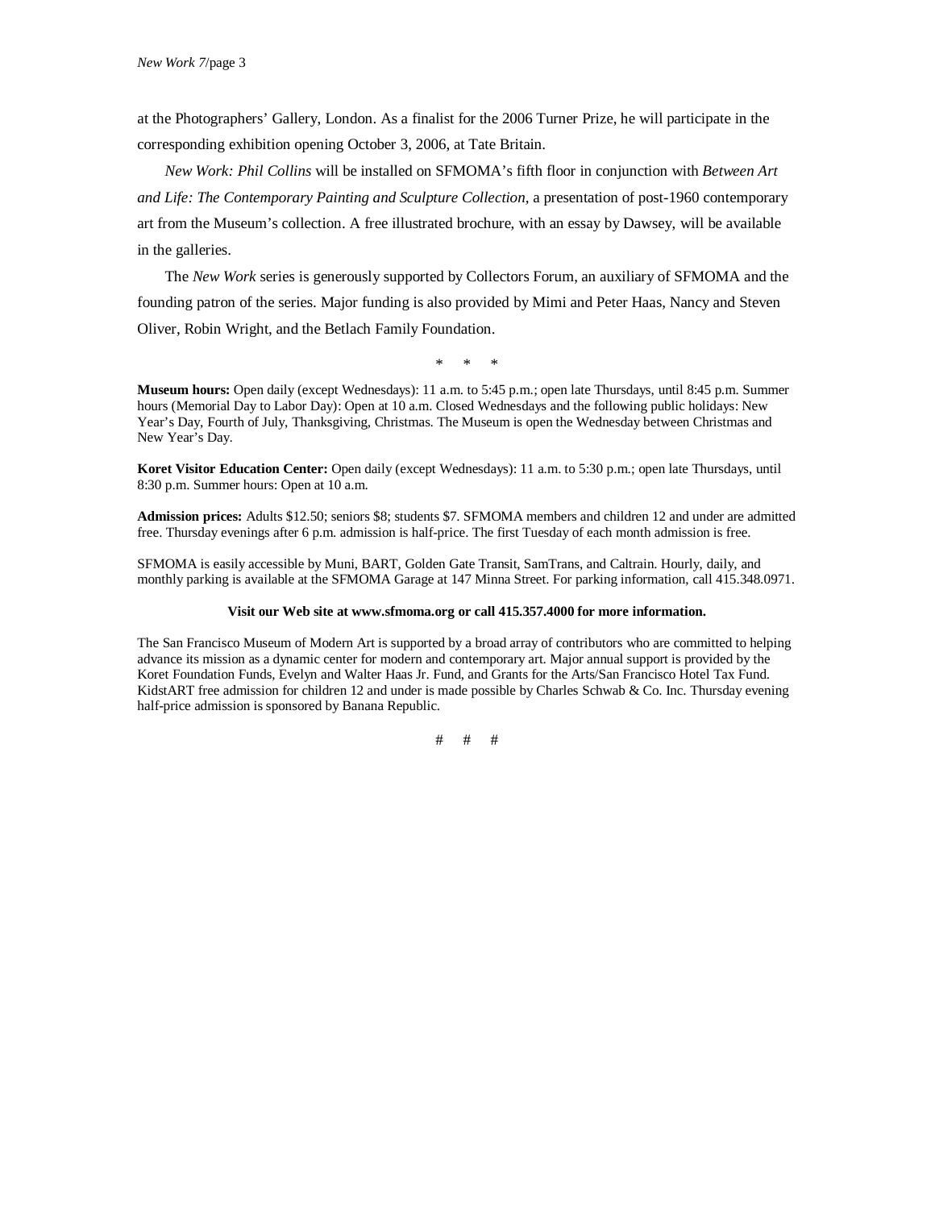at the Photographers' Gallery, London. As a finalist for the 2006 Turner Prize, he will participate in the corresponding exhibition opening October 3, 2006, at Tate Britain.

*New Work: Phil Collins* will be installed on SFMOMA's fifth floor in conjunction with *Between Art and Life: The Contemporary Painting and Sculpture Collection*, a presentation of post-1960 contemporary art from the Museum's collection. A free illustrated brochure, with an essay by Dawsey, will be available in the galleries.

The *New Work* series is generously supported by Collectors Forum, an auxiliary of SFMOMA and the founding patron of the series. Major funding is also provided by Mimi and Peter Haas, Nancy and Steven Oliver, Robin Wright, and the Betlach Family Foundation.

\* \* \*

**Museum hours:** Open daily (except Wednesdays): 11 a.m. to 5:45 p.m.; open late Thursdays, until 8:45 p.m. Summer hours (Memorial Day to Labor Day): Open at 10 a.m. Closed Wednesdays and the following public holidays: New Year's Day, Fourth of July, Thanksgiving, Christmas. The Museum is open the Wednesday between Christmas and New Year's Day.

**Koret Visitor Education Center:** Open daily (except Wednesdays): 11 a.m. to 5:30 p.m.; open late Thursdays, until 8:30 p.m. Summer hours: Open at 10 a.m.

**Admission prices:** Adults $12.50; seniors $8; students $7. SFMOMA members and children 12 and under are admitted free. Thursday evenings after 6 p.m. admission is half-price. The first Tuesday of each month admission is free.

SFMOMA is easily accessible by Muni, BART, Golden Gate Transit, SamTrans, and Caltrain. Hourly, daily, and monthly parking is available at the SFMOMA Garage at 147 Minna Street. For parking information, call 415.348.0971.

**Visit our Web site at www.sfmoma.org or call 415.357.4000 for more information.**

The San Francisco Museum of Modern Art is supported by a broad array of contributors who are committed to helping advance its mission as a dynamic center for modern and contemporary art. Major annual support is provided by the Koret Foundation Funds, Evelyn and Walter Haas Jr. Fund, and Grants for the Arts/San Francisco Hotel Tax Fund. KidstART free admission for children 12 and under is made possible by Charles Schwab & Co. Inc. Thursday evening half-price admission is sponsored by Banana Republic.

# # #